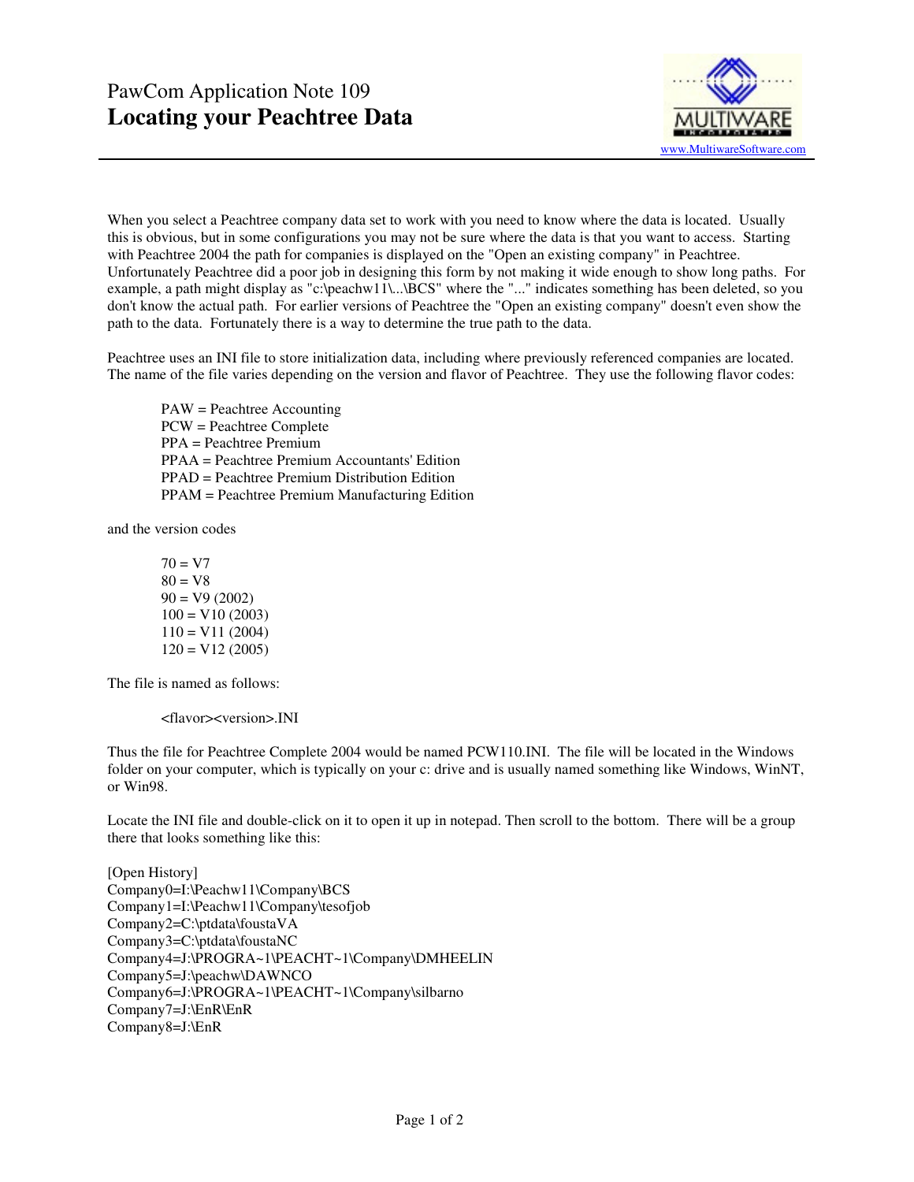PawCom Application Note 109

# Locating your Peachtree Data

www.MultiwareSoftware.com

When you select a Peachtree company data set to work with you need to know where the data is located. Usually this is obvious, but in some configurations you may not be sure where the data is that you want to access. Starting with Peachtree 2004 the path for companies is displayed on the "Open an existing company" in Peachtree. Unfortunately Peachtree did a poor job in designing this form by not making it wide enough to show long paths. For example, a path might display as "c:\peachw11\...\BCS" where the "..." indicates something has been deleted, so you don't know the actual path. For earlier versions of Peachtree the "Open an existing company" doesn't even show the path to the data. Fortunately there is a way to determine the true path to the data.

Peachtree uses an INI file to store initialization data, including where previously referenced companies are located. The name of the file varies depending on the version and flavor of Peachtree. They use the following flavor codes:

- PAW = Peachtree Accounting
- PCW = Peachtree Complete
- PPA = Peachtree Premium
- PPAA = Peachtree Premium Accountants' Edition
- PPAD = Peachtree Premium Distribution Edition
- PPAM = Peachtree Premium Manufacturing Edition

and the version codes

- 70 = V7
- 80 = V8
- 90 = V9 (2002)
- 100 = V10 (2003)
- 110 = V11 (2004)
- 120 = V12 (2005)

The file is named as follows:

<flavor><version>.INI

Thus the file for Peachtree Complete 2004 would be named PCW110.INI. The file will be located in the Windows folder on your computer, which is typically on your c: drive and is usually named something like Windows, WinNT, or Win98.

Locate the INI file and double-click on it to open it up in notepad. Then scroll to the bottom. There will be a group there that looks something like this:

```
[Open History]
Company0=I:\Peachw11\Company\BCS
Company1=I:\Peachw11\Company\tesofjob
Company2=C:\ptdata\foustaVA
Company3=C:\ptdata\foustaNC
Company4=J:\PROGRA~1\PEACHT~1\Company\DMHEELIN
Company5=J:\peachw\DAWNCO
Company6=J:\PROGRA~1\PEACHT~1\Company\silbarno
Company7=J:\EnR\EnR
Company8=J:\EnR
```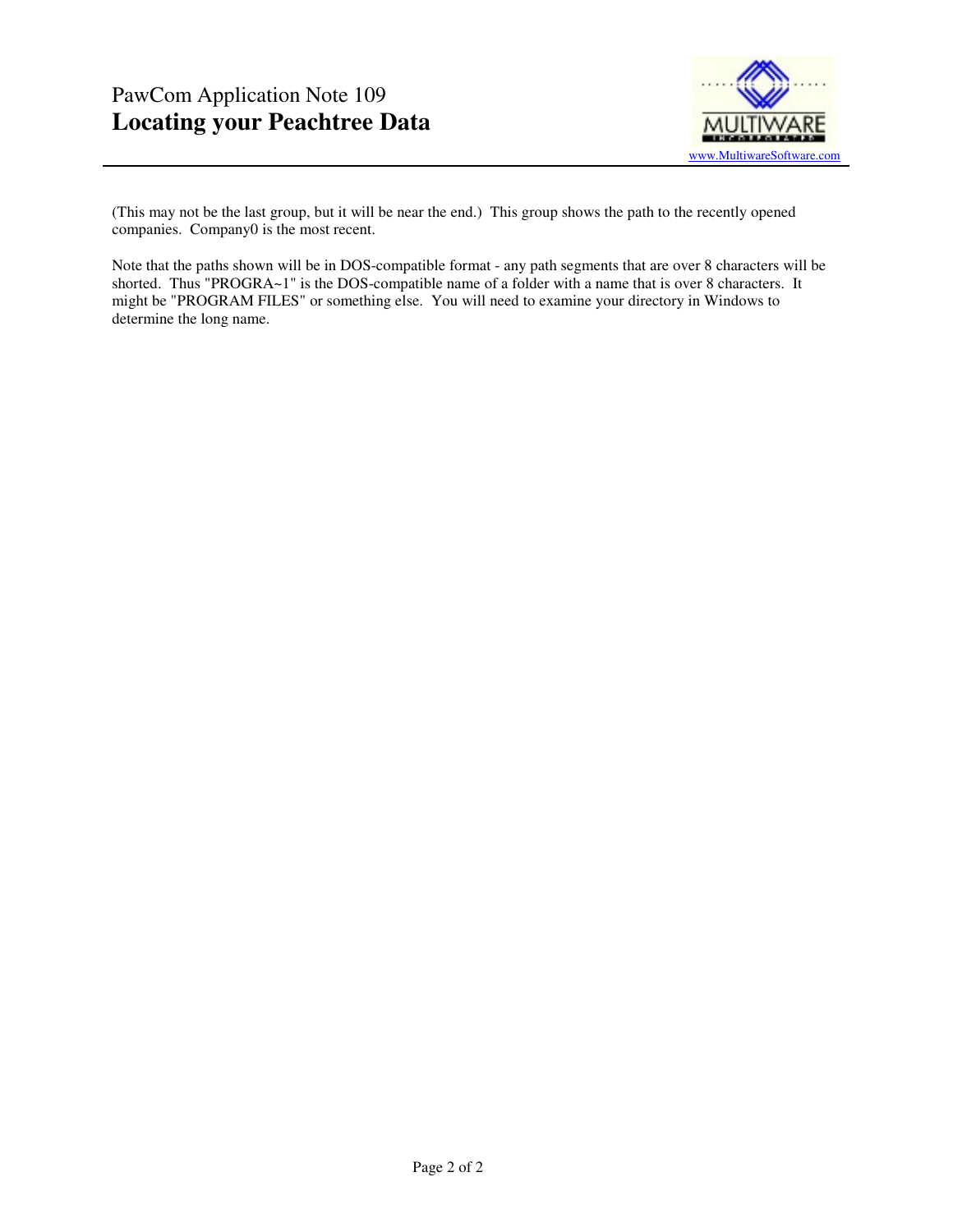(This may not be the last group, but it will be near the end.) This group shows the path to the recently opened companies. Company0 is the most recent.

Note that the paths shown will be in DOS-compatible format - any path segments that are over 8 characters will be shorted. Thus "PROGRA~1" is the DOS-compatible name of a folder with a name that is over 8 characters. It might be "PROGRAM FILES" or something else. You will need to examine your directory in Windows to determine the long name.